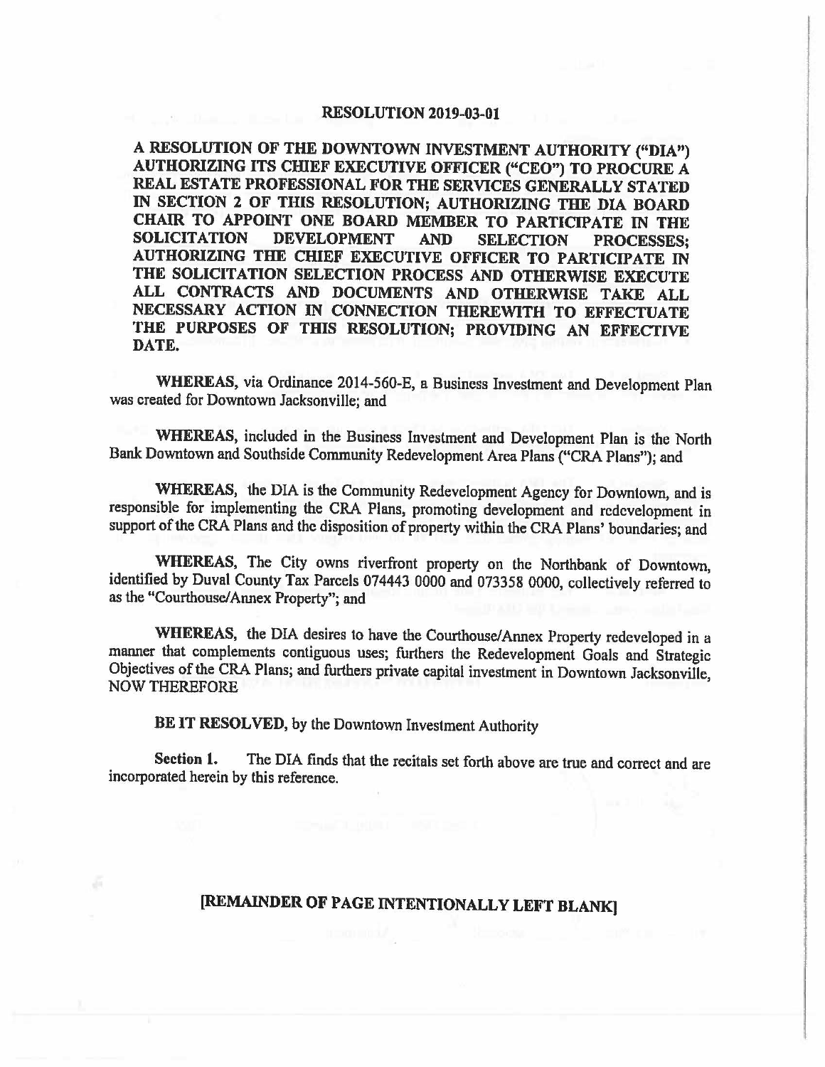# RESOLUTION 2019-03-01

**A RESOLUTION OF THE DOWNTOWN INVESTMENT AUTHORITY ("DIA") AUTHORIZING ITS CHIEF EXECUTIVE OFFICER ("CEO") TO PROCURE A REAL ESTATE PROFESSIONAL FOR THE SERVICES GENERALLY STATED IN SECTION 2 OF THIS RESOLUTION; AUTHORIZING THE DIA BOARD CHAIR TO APPOINT ONE BOARD MEMBER TO PARTICIPATE IN THE SOLICITATION DEVELOPMENT AND SELECTION PROCESSES; AUTHORIZING THE CHIEF EXECUTIVE OFFICER TO PARTICIPATE IN THE SOLICITATION SELECTION PROCESS AND OTHERWISE EXECUTE ALL CONTRACTS AND DOCUMENTS AND OTHERWISE TAKE ALL NECESSARY ACTION IN CONNECTION THEREWITH TO EFFECTUATE THE PURPOSES OF THIS RESOLUTION; PROVIDING AN EFFECTIVE DATE.**

**WHEREAS,** via Ordinance 2014-560-E, a Business Investment and Development Plan was created for Downtown Jacksonville; and

**WHEREAS,** included in the Business Investment and Development Plan is the North Bank Downtown and Southside Community Redevelopment Area Plans ("CRA Plans"); and

**WHEREAS,** the DIA is the Community Redevelopment Agency for Downtown, and is responsible for implementing the CRA Plans, promoting development and redevelopment in support of the CRA Plans and the disposition of property within the CRA Plans' boundaries; and

**WHEREAS,** The City owns riverfront property on the Northbank of Downtown, identified by Duval County Tax Parcels 074443 0000 and 073358 0000, collectively referred to as the "Courthouse/Annex Property"; and

**WHEREAS,** the DIA desires to have the Courthouse/Annex Property redeveloped in a manner that complements contiguous uses; furthers the Redevelopment Goals and Strategic Objectives of the CRA Plans; and furthers private capital investment in Downtown Jacksonville, NOW THEREFORE

**BE IT RESOLVED,** by the Downtown Investment Authority

**Section 1.** The DIA finds that the recitals set forth above are true and correct and are incorporated herein by this reference.

**[REMAINDER OF PAGE INTENTIONALLY LEFT BLANK]**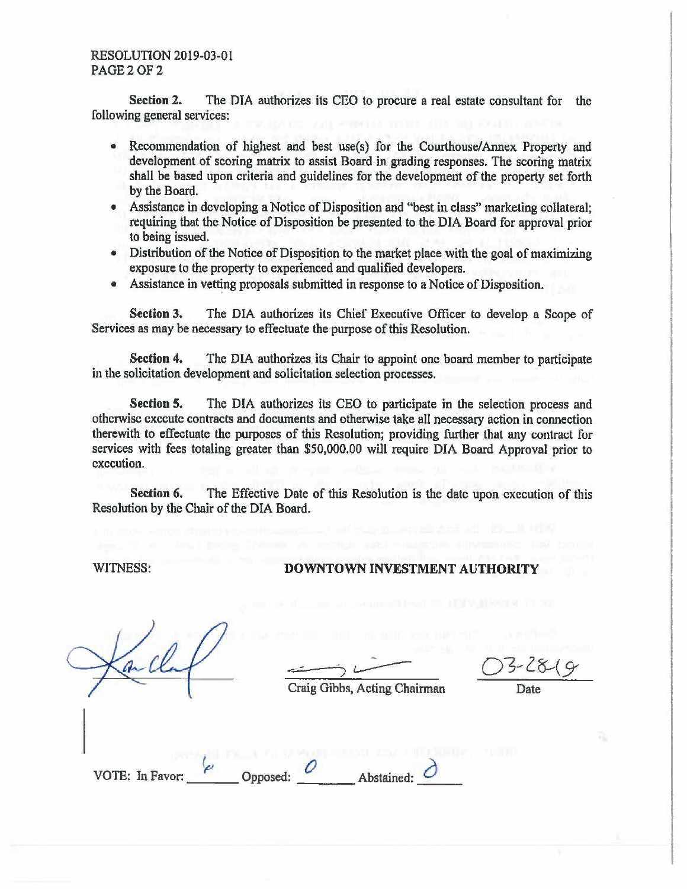RESOLUTION 2019-03-01
PAGE 2 OF 2

**Section 2.** The DIA authorizes its CEO to procure a real estate consultant for the following general services:

- Recommendation of highest and best use(s) for the Courthouse/Annex Property and development of scoring matrix to assist Board in grading responses. The scoring matrix shall be based upon criteria and guidelines for the development of the property set forth by the Board.
- Assistance in developing a Notice of Disposition and "best in class" marketing collateral; requiring that the Notice of Disposition be presented to the DIA Board for approval prior to being issued.
- Distribution of the Notice of Disposition to the market place with the goal of maximizing exposure to the property to experienced and qualified developers.
- Assistance in vetting proposals submitted in response to a Notice of Disposition.

**Section 3.** The DIA authorizes its Chief Executive Officer to develop a Scope of Services as may be necessary to effectuate the purpose of this Resolution.

**Section 4.** The DIA authorizes its Chair to appoint one board member to participate in the solicitation development and solicitation selection processes.

**Section 5.** The DIA authorizes its CEO to participate in the selection process and otherwise execute contracts and documents and otherwise take all necessary action in connection therewith to effectuate the purposes of this Resolution; providing further that any contract for services with fees totaling greater than $50,000.00 will require DIA Board Approval prior to execution.

**Section 6.** The Effective Date of this Resolution is the date upon execution of this Resolution by the Chair of the DIA Board.

WITNESS: **DOWNTOWN INVESTMENT AUTHORITY**

Craig Gibbs, Acting Chairman

03-28-19
Date

VOTE: In Favor: 6 Opposed: 0 Abstained: 0